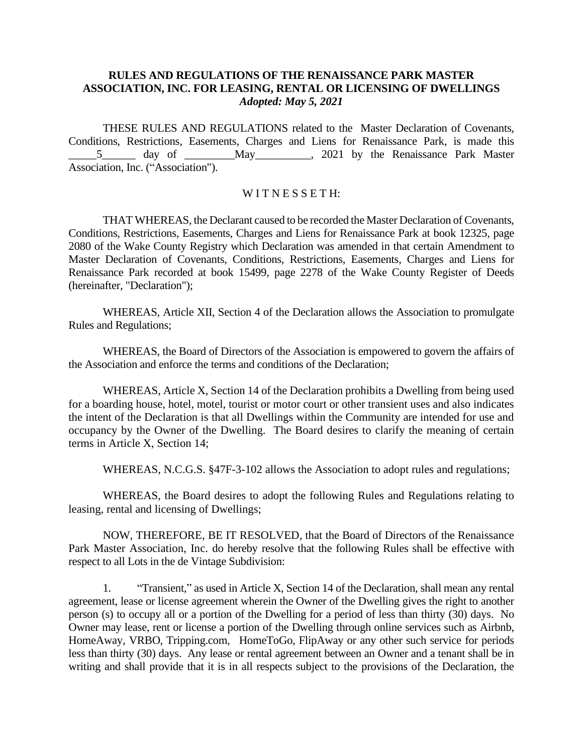**RULES AND REGULATIONS OF THE RENAISSANCE PARK MASTER ASSOCIATION, INC. FOR LEASING, RENTAL OR LICENSING OF DWELLINGS**
***Adopted: May 5, 2021***

THESE RULES AND REGULATIONS related to the Master Declaration of Covenants, Conditions, Restrictions, Easements, Charges and Liens for Renaissance Park, is made this _____5______ day of _________May__________, 2021 by the Renaissance Park Master Association, Inc. ("Association").

W I T N E S S E T H:

THAT WHEREAS, the Declarant caused to be recorded the Master Declaration of Covenants, Conditions, Restrictions, Easements, Charges and Liens for Renaissance Park at book 12325, page 2080 of the Wake County Registry which Declaration was amended in that certain Amendment to Master Declaration of Covenants, Conditions, Restrictions, Easements, Charges and Liens for Renaissance Park recorded at book 15499, page 2278 of the Wake County Register of Deeds (hereinafter, "Declaration");

WHEREAS, Article XII, Section 4 of the Declaration allows the Association to promulgate Rules and Regulations;

WHEREAS, the Board of Directors of the Association is empowered to govern the affairs of the Association and enforce the terms and conditions of the Declaration;

WHEREAS, Article X, Section 14 of the Declaration prohibits a Dwelling from being used for a boarding house, hotel, motel, tourist or motor court or other transient uses and also indicates the intent of the Declaration is that all Dwellings within the Community are intended for use and occupancy by the Owner of the Dwelling. The Board desires to clarify the meaning of certain terms in Article X, Section 14;

WHEREAS, N.C.G.S. §47F-3-102 allows the Association to adopt rules and regulations;

WHEREAS, the Board desires to adopt the following Rules and Regulations relating to leasing, rental and licensing of Dwellings;

NOW, THEREFORE, BE IT RESOLVED, that the Board of Directors of the Renaissance Park Master Association, Inc. do hereby resolve that the following Rules shall be effective with respect to all Lots in the de Vintage Subdivision:

1. "Transient," as used in Article X, Section 14 of the Declaration, shall mean any rental agreement, lease or license agreement wherein the Owner of the Dwelling gives the right to another person (s) to occupy all or a portion of the Dwelling for a period of less than thirty (30) days. No Owner may lease, rent or license a portion of the Dwelling through online services such as Airbnb, HomeAway, VRBO, Tripping.com, HomeToGo, FlipAway or any other such service for periods less than thirty (30) days. Any lease or rental agreement between an Owner and a tenant shall be in writing and shall provide that it is in all respects subject to the provisions of the Declaration, the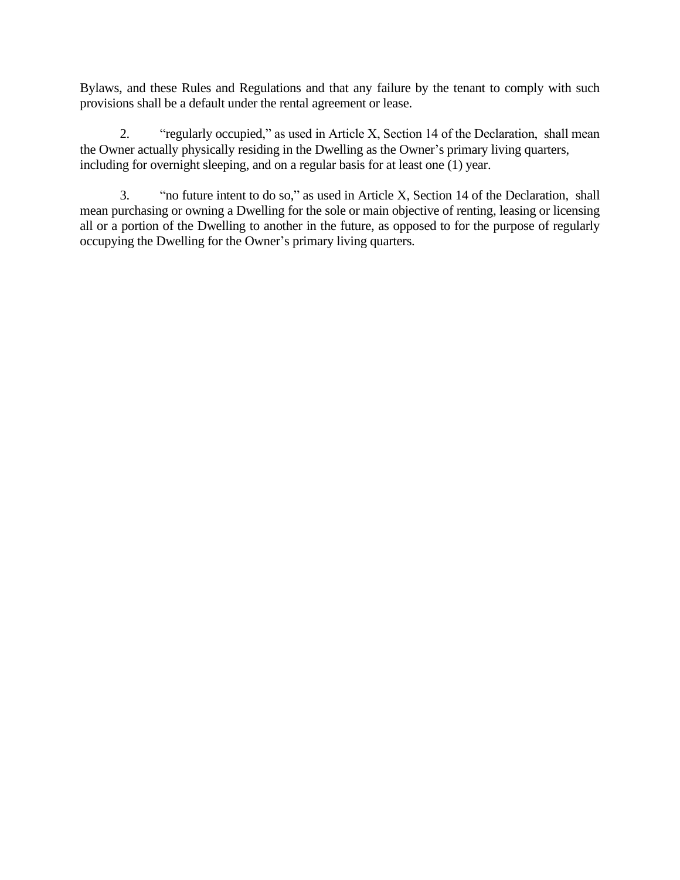Bylaws, and these Rules and Regulations and that any failure by the tenant to comply with such provisions shall be a default under the rental agreement or lease.

2. "regularly occupied," as used in Article X, Section 14 of the Declaration, shall mean the Owner actually physically residing in the Dwelling as the Owner's primary living quarters, including for overnight sleeping, and on a regular basis for at least one (1) year.

3. "no future intent to do so," as used in Article X, Section 14 of the Declaration, shall mean purchasing or owning a Dwelling for the sole or main objective of renting, leasing or licensing all or a portion of the Dwelling to another in the future, as opposed to for the purpose of regularly occupying the Dwelling for the Owner's primary living quarters.